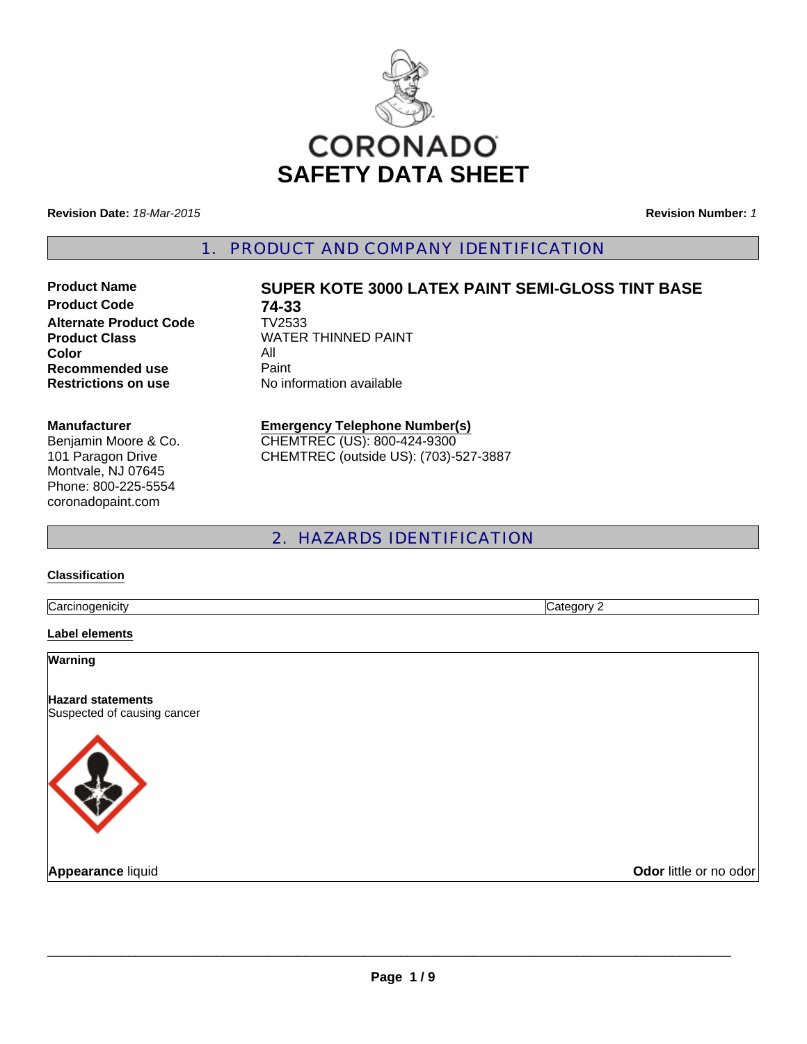# CORONADO SAFETY DATA SHEET

**Revision Date:** *18-Mar-2015* **Revision Number:** *1*

## 1. PRODUCT AND COMPANY IDENTIFICATION

| | |
|---|---|
| **Product Name** | **SUPER KOTE 3000 LATEX PAINT SEMI-GLOSS TINT BASE** |
| **Product Code** | **74-33** |
| **Alternate Product Code** | TV2533 |
| **Product Class** | WATER THINNED PAINT |
| **Color** | All |
| **Recommended use** | Paint |
| **Restrictions on use** | No information available |

**Manufacturer**
Benjamin Moore & Co.
101 Paragon Drive
Montvale, NJ 07645
Phone: 800-225-5554
coronadopaint.com

**Emergency Telephone Number(s)**
CHEMTREC (US): 800-424-9300
CHEMTREC (outside US): (703)-527-3887

## 2. HAZARDS IDENTIFICATION

**Classification**

| | |
|---|---|
| Carcinogenicity | Category 2 |

**Label elements**

**Warning**

**Hazard statements**
Suspected of causing cancer

**Appearance** liquid **Odor** little or no odor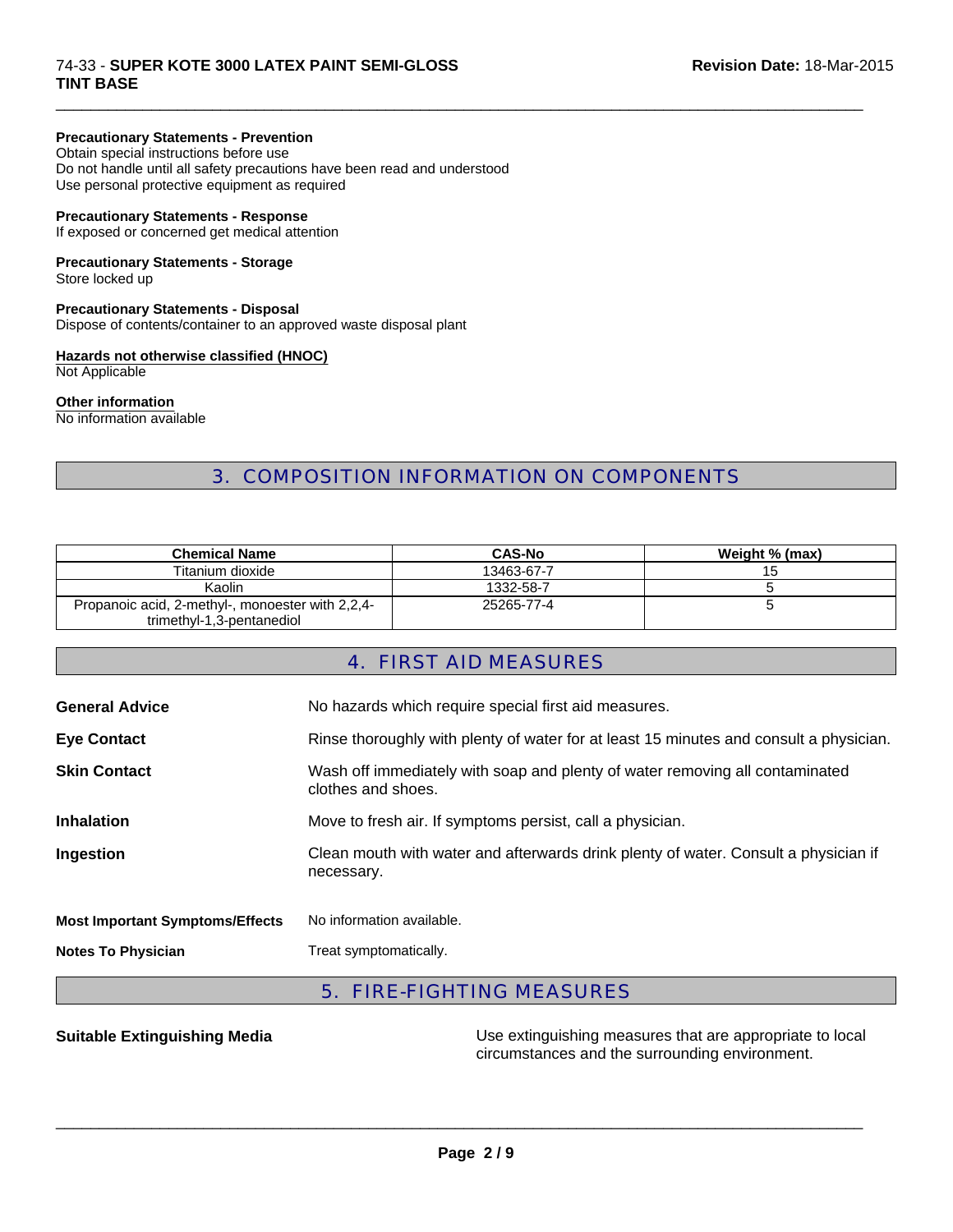**Precautionary Statements - Prevention**
Obtain special instructions before use
Do not handle until all safety precautions have been read and understood
Use personal protective equipment as required

**Precautionary Statements - Response**
If exposed or concerned get medical attention

**Precautionary Statements - Storage**
Store locked up

**Precautionary Statements - Disposal**
Dispose of contents/container to an approved waste disposal plant

**Hazards not otherwise classified (HNOC)**
Not Applicable

**Other information**
No information available

## 3. COMPOSITION INFORMATION ON COMPONENTS

| Chemical Name | CAS-No | Weight % (max) |
|---|---|---|
| Titanium dioxide | 13463-67-7 | 15 |
| Kaolin | 1332-58-7 | 5 |
| Propanoic acid, 2-methyl-, monoester with 2,2,4-trimethyl-1,3-pentanediol | 25265-77-4 | 5 |

## 4. FIRST AID MEASURES

**General Advice** No hazards which require special first aid measures.

**Eye Contact** Rinse thoroughly with plenty of water for at least 15 minutes and consult a physician.

**Skin Contact** Wash off immediately with soap and plenty of water removing all contaminated clothes and shoes.

**Inhalation** Move to fresh air. If symptoms persist, call a physician.

**Ingestion** Clean mouth with water and afterwards drink plenty of water. Consult a physician if necessary.

**Most Important Symptoms/Effects** No information available.

**Notes To Physician** Treat symptomatically.

## 5. FIRE-FIGHTING MEASURES

**Suitable Extinguishing Media** Use extinguishing measures that are appropriate to local circumstances and the surrounding environment.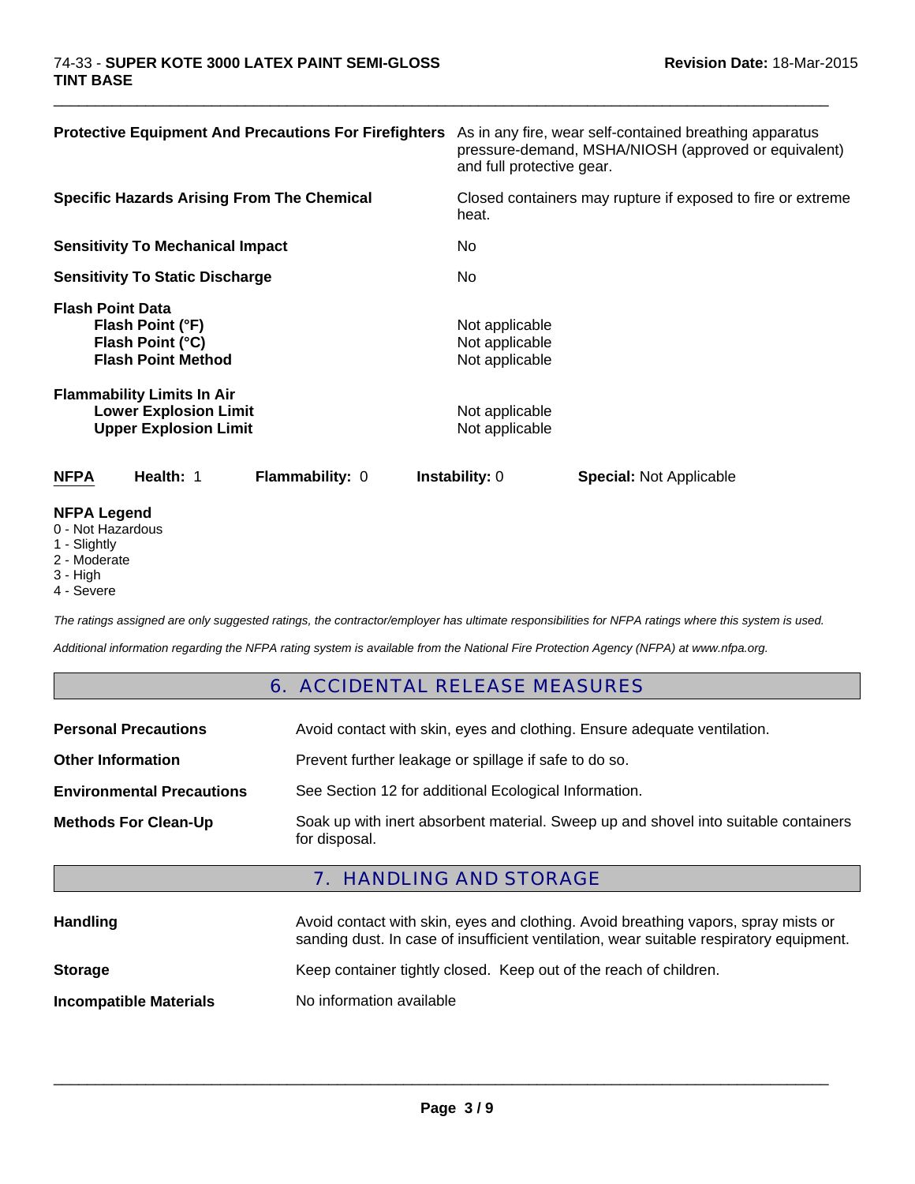**Protective Equipment And Precautions For Firefighters** As in any fire, wear self-contained breathing apparatus pressure-demand, MSHA/NIOSH (approved or equivalent) and full protective gear.

**Specific Hazards Arising From The Chemical** Closed containers may rupture if exposed to fire or extreme heat.

**Sensitivity To Mechanical Impact** No

**Sensitivity To Static Discharge** No

**Flash Point Data**

| | |
|---|---|
| **Flash Point (°F)** | Not applicable |
| **Flash Point (°C)** | Not applicable |
| **Flash Point Method** | Not applicable |

**Flammability Limits In Air**

| | |
|---|---|
| **Lower Explosion Limit** | Not applicable |
| **Upper Explosion Limit** | Not applicable |

| NFPA | Health: 1 | Flammability: 0 | Instability: 0 | Special: Not Applicable |
|---|---|---|---|---|

**NFPA Legend**
0 - Not Hazardous
1 - Slightly
2 - Moderate
3 - High
4 - Severe

*The ratings assigned are only suggested ratings, the contractor/employer has ultimate responsibilities for NFPA ratings where this system is used.*

*Additional information regarding the NFPA rating system is available from the National Fire Protection Agency (NFPA) at www.nfpa.org.*

## 6. ACCIDENTAL RELEASE MEASURES

| | |
|---|---|
| **Personal Precautions** | Avoid contact with skin, eyes and clothing. Ensure adequate ventilation. |
| **Other Information** | Prevent further leakage or spillage if safe to do so. |
| **Environmental Precautions** | See Section 12 for additional Ecological Information. |
| **Methods For Clean-Up** | Soak up with inert absorbent material. Sweep up and shovel into suitable containers for disposal. |

## 7. HANDLING AND STORAGE

| | |
|---|---|
| **Handling** | Avoid contact with skin, eyes and clothing. Avoid breathing vapors, spray mists or sanding dust. In case of insufficient ventilation, wear suitable respiratory equipment. |
| **Storage** | Keep container tightly closed. Keep out of the reach of children. |
| **Incompatible Materials** | No information available |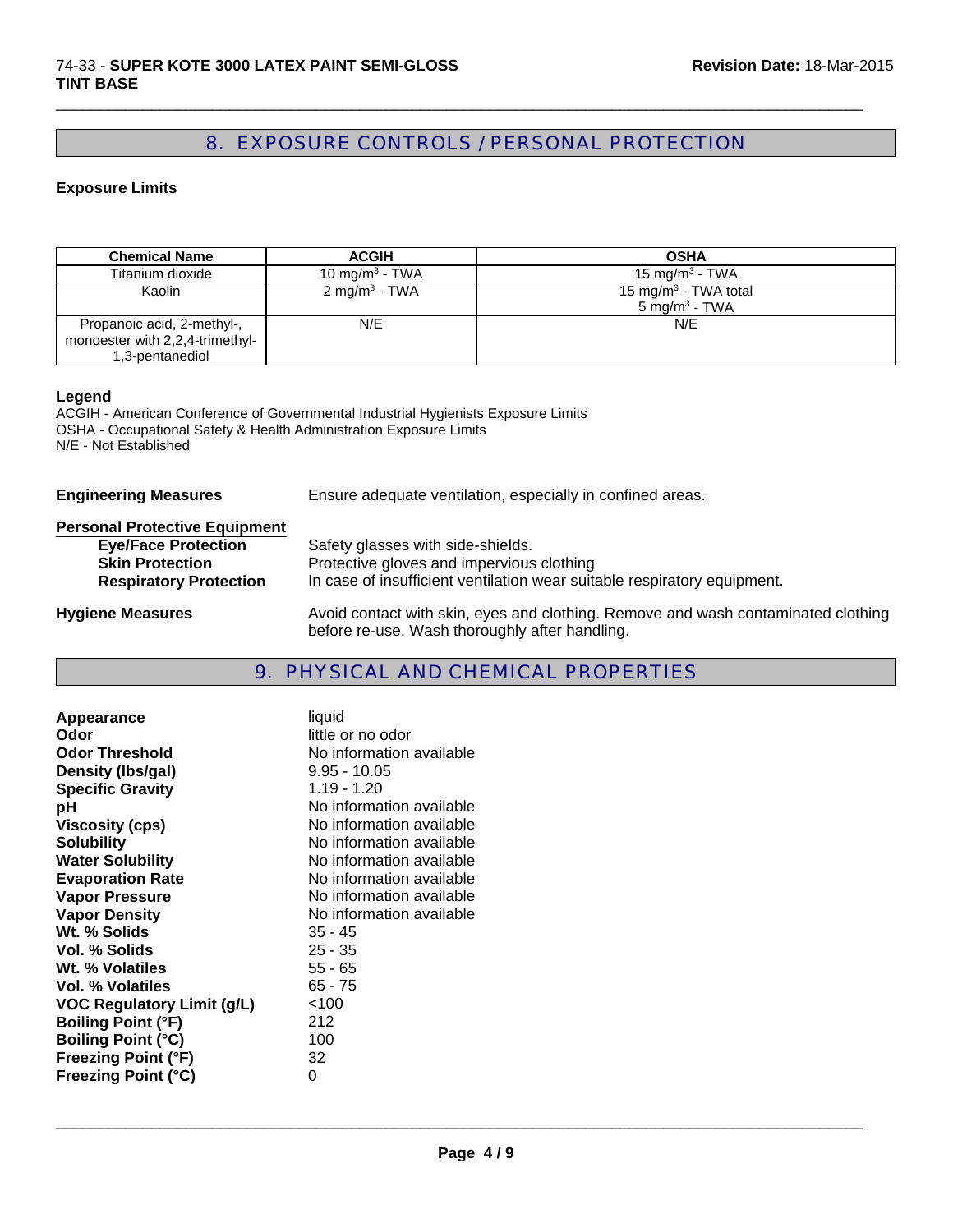## 8. EXPOSURE CONTROLS / PERSONAL PROTECTION

### Exposure Limits

| Chemical Name | ACGIH | OSHA |
|---|---|---|
| Titanium dioxide | 10 mg/m$^3$ - TWA | 15 mg/m$^3$ - TWA |
| Kaolin | 2 mg/m$^3$ - TWA | 15 mg/m$^3$ - TWA total<br>5 mg/m$^3$ - TWA |
| Propanoic acid, 2-methyl-, monoester with 2,2,4-trimethyl-1,3-pentanediol | N/E | N/E |

**Legend**
ACGIH - American Conference of Governmental Industrial Hygienists Exposure Limits
OSHA - Occupational Safety & Health Administration Exposure Limits
N/E - Not Established

**Engineering Measures** Ensure adequate ventilation, especially in confined areas.

**Personal Protective Equipment**

- **Eye/Face Protection** Safety glasses with side-shields.
- **Skin Protection** Protective gloves and impervious clothing
- **Respiratory Protection** In case of insufficient ventilation wear suitable respiratory equipment.

**Hygiene Measures** Avoid contact with skin, eyes and clothing. Remove and wash contaminated clothing before re-use. Wash thoroughly after handling.

## 9. PHYSICAL AND CHEMICAL PROPERTIES

| | |
|---|---|
| **Appearance** | liquid |
| **Odor** | little or no odor |
| **Odor Threshold** | No information available |
| **Density (lbs/gal)** | 9.95 - 10.05 |
| **Specific Gravity** | 1.19 - 1.20 |
| **pH** | No information available |
| **Viscosity (cps)** | No information available |
| **Solubility** | No information available |
| **Water Solubility** | No information available |
| **Evaporation Rate** | No information available |
| **Vapor Pressure** | No information available |
| **Vapor Density** | No information available |
| **Wt. % Solids** | 35 - 45 |
| **Vol. % Solids** | 25 - 35 |
| **Wt. % Volatiles** | 55 - 65 |
| **Vol. % Volatiles** | 65 - 75 |
| **VOC Regulatory Limit (g/L)** | <100 |
| **Boiling Point (°F)** | 212 |
| **Boiling Point (°C)** | 100 |
| **Freezing Point (°F)** | 32 |
| **Freezing Point (°C)** | 0 |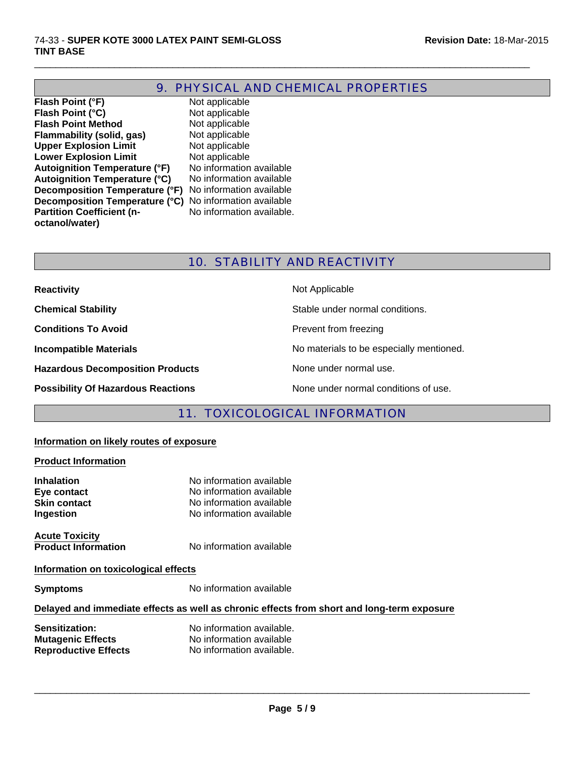## 9. PHYSICAL AND CHEMICAL PROPERTIES

| | |
|---|---|
| **Flash Point (°F)** | Not applicable |
| **Flash Point (°C)** | Not applicable |
| **Flash Point Method** | Not applicable |
| **Flammability (solid, gas)** | Not applicable |
| **Upper Explosion Limit** | Not applicable |
| **Lower Explosion Limit** | Not applicable |
| **Autoignition Temperature (°F)** | No information available |
| **Autoignition Temperature (°C)** | No information available |
| **Decomposition Temperature (°F)** | No information available |
| **Decomposition Temperature (°C)** | No information available |
| **Partition Coefficient (n-octanol/water)** | No information available. |

## 10. STABILITY AND REACTIVITY

| | |
|---|---|
| **Reactivity** | Not Applicable |
| **Chemical Stability** | Stable under normal conditions. |
| **Conditions To Avoid** | Prevent from freezing |
| **Incompatible Materials** | No materials to be especially mentioned. |
| **Hazardous Decomposition Products** | None under normal use. |
| **Possibility Of Hazardous Reactions** | None under normal conditions of use. |

## 11. TOXICOLOGICAL INFORMATION

**Information on likely routes of exposure**

**Product Information**

| | |
|---|---|
| **Inhalation** | No information available |
| **Eye contact** | No information available |
| **Skin contact** | No information available |
| **Ingestion** | No information available |

**Acute Toxicity**

| | |
|---|---|
| **Product Information** | No information available |

**Information on toxicological effects**

| | |
|---|---|
| **Symptoms** | No information available |

**Delayed and immediate effects as well as chronic effects from short and long-term exposure**

| | |
|---|---|
| **Sensitization:** | No information available. |
| **Mutagenic Effects** | No information available |
| **Reproductive Effects** | No information available. |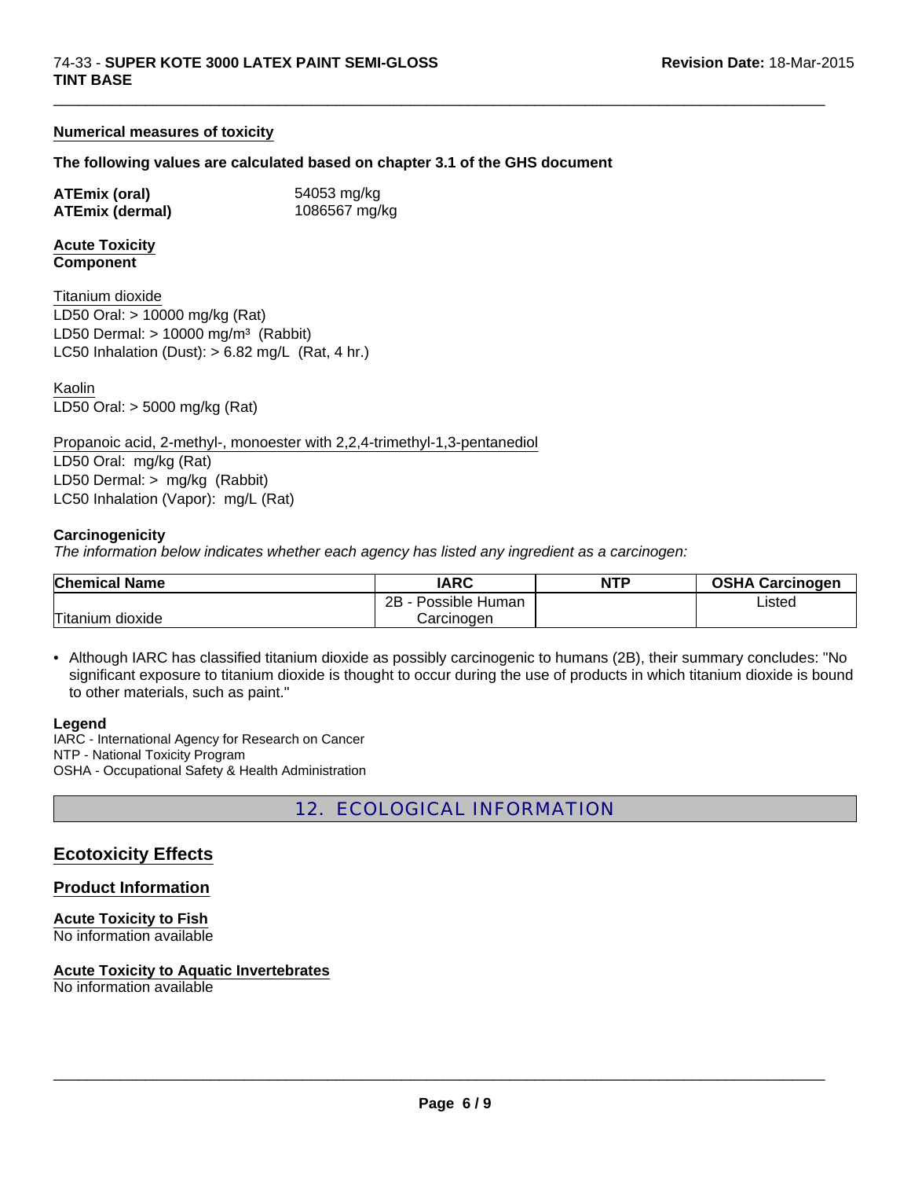**Numerical measures of toxicity**

**The following values are calculated based on chapter 3.1 of the GHS document**

**ATEmix (oral)** 54053 mg/kg
**ATEmix (dermal)** 1086567 mg/kg

**Acute Toxicity**
**Component**

Titanium dioxide
LD50 Oral: > 10000 mg/kg (Rat)
LD50 Dermal: > 10000 mg/m³ (Rabbit)
LC50 Inhalation (Dust): > 6.82 mg/L (Rat, 4 hr.)

Kaolin
LD50 Oral: > 5000 mg/kg (Rat)

Propanoic acid, 2-methyl-, monoester with 2,2,4-trimethyl-1,3-pentanediol
LD50 Oral: mg/kg (Rat)
LD50 Dermal: > mg/kg (Rabbit)
LC50 Inhalation (Vapor): mg/L (Rat)

**Carcinogenicity**
*The information below indicates whether each agency has listed any ingredient as a carcinogen:*

| Chemical Name | IARC | NTP | OSHA Carcinogen |
|---|---|---|---|
| Titanium dioxide | 2B - Possible Human Carcinogen | | Listed |

- Although IARC has classified titanium dioxide as possibly carcinogenic to humans (2B), their summary concludes: "No significant exposure to titanium dioxide is thought to occur during the use of products in which titanium dioxide is bound to other materials, such as paint."

**Legend**
IARC - International Agency for Research on Cancer
NTP - National Toxicity Program
OSHA - Occupational Safety & Health Administration

## 12. ECOLOGICAL INFORMATION

### Ecotoxicity Effects

### Product Information

**Acute Toxicity to Fish**
No information available

**Acute Toxicity to Aquatic Invertebrates**
No information available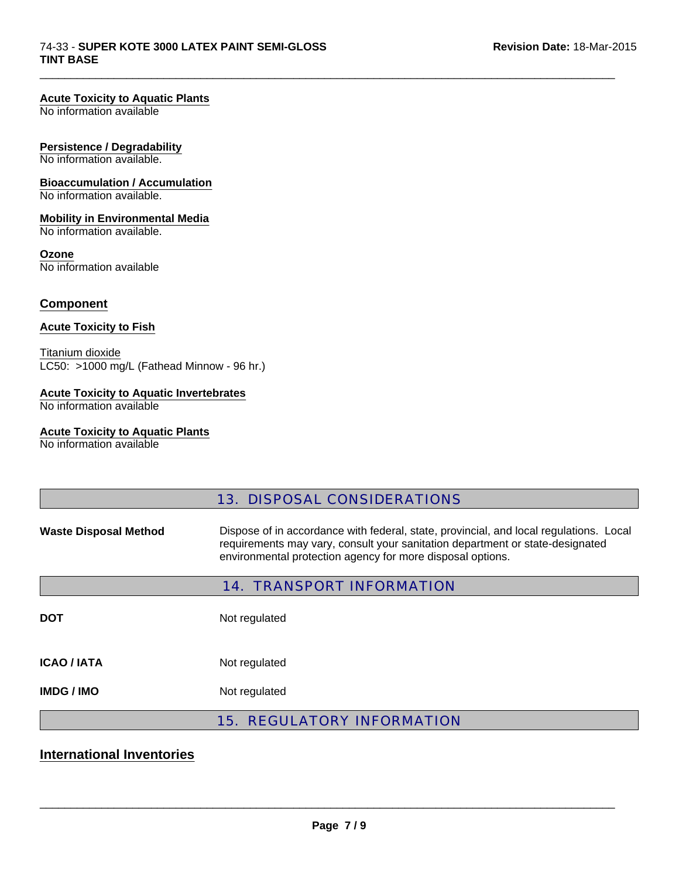**Acute Toxicity to Aquatic Plants**
No information available

**Persistence / Degradability**
No information available.

**Bioaccumulation / Accumulation**
No information available.

**Mobility in Environmental Media**
No information available.

**Ozone**
No information available

## Component

**Acute Toxicity to Fish**

Titanium dioxide
LC50: >1000 mg/L (Fathead Minnow - 96 hr.)

**Acute Toxicity to Aquatic Invertebrates**
No information available

**Acute Toxicity to Aquatic Plants**
No information available

## 13. DISPOSAL CONSIDERATIONS

**Waste Disposal Method** Dispose of in accordance with federal, state, provincial, and local regulations. Local requirements may vary, consult your sanitation department or state-designated environmental protection agency for more disposal options.

## 14. TRANSPORT INFORMATION

**DOT** Not regulated

**ICAO / IATA** Not regulated

**IMDG / IMO** Not regulated

## 15. REGULATORY INFORMATION

## International Inventories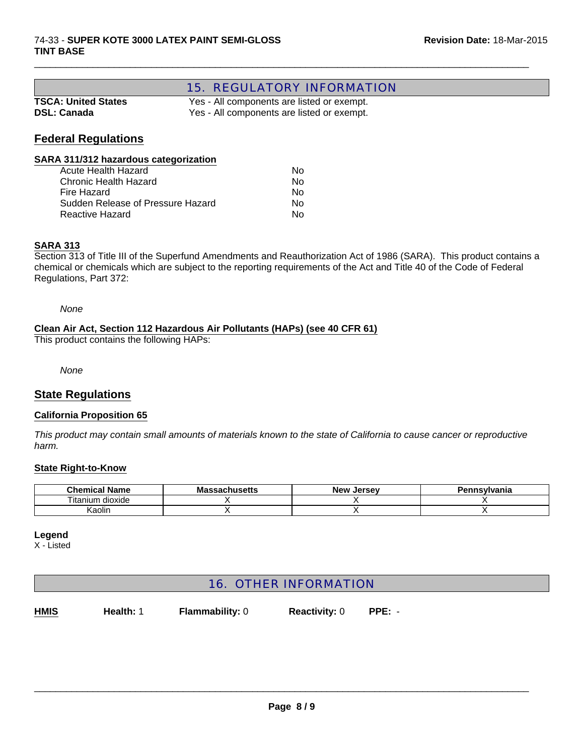## 15. REGULATORY INFORMATION

**TSCA: United States** Yes - All components are listed or exempt.
**DSL: Canada** Yes - All components are listed or exempt.

## Federal Regulations

### SARA 311/312 hazardous categorization

| | |
|---|---|
| Acute Health Hazard | No |
| Chronic Health Hazard | No |
| Fire Hazard | No |
| Sudden Release of Pressure Hazard | No |
| Reactive Hazard | No |

### SARA 313

Section 313 of Title III of the Superfund Amendments and Reauthorization Act of 1986 (SARA). This product contains a chemical or chemicals which are subject to the reporting requirements of the Act and Title 40 of the Code of Federal Regulations, Part 372:

*None*

### Clean Air Act, Section 112 Hazardous Air Pollutants (HAPs) (see 40 CFR 61)

This product contains the following HAPs:

*None*

## State Regulations

### California Proposition 65

*This product may contain small amounts of materials known to the state of California to cause cancer or reproductive harm.*

### State Right-to-Know

| Chemical Name | Massachusetts | New Jersey | Pennsylvania |
|---|---|---|---|
| Titanium dioxide | X | X | X |
| Kaolin | X | X | X |

**Legend**
X - Listed

## 16. OTHER INFORMATION

**HMIS** **Health:** 1 **Flammability:** 0 **Reactivity:** 0 **PPE:** -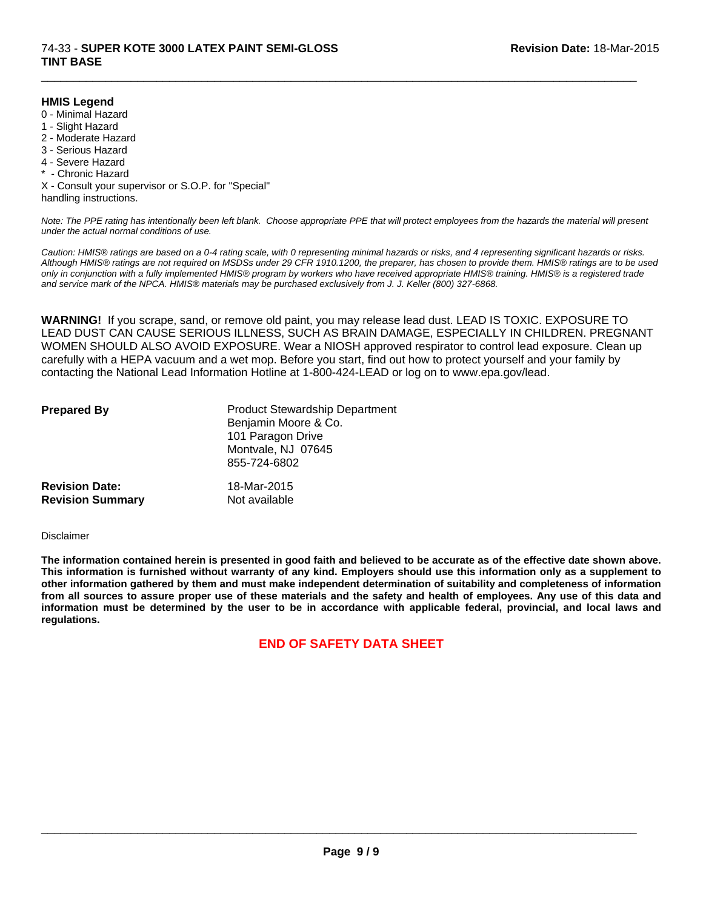### HMIS Legend

0 - Minimal Hazard
1 - Slight Hazard
2 - Moderate Hazard
3 - Serious Hazard
4 - Severe Hazard
* - Chronic Hazard
X - Consult your supervisor or S.O.P. for "Special" handling instructions.

*Note: The PPE rating has intentionally been left blank. Choose appropriate PPE that will protect employees from the hazards the material will present under the actual normal conditions of use.*

*Caution: HMIS® ratings are based on a 0-4 rating scale, with 0 representing minimal hazards or risks, and 4 representing significant hazards or risks. Although HMIS® ratings are not required on MSDSs under 29 CFR 1910.1200, the preparer, has chosen to provide them. HMIS® ratings are to be used only in conjunction with a fully implemented HMIS® program by workers who have received appropriate HMIS® training. HMIS® is a registered trade and service mark of the NPCA. HMIS® materials may be purchased exclusively from J. J. Keller (800) 327-6868.*

**WARNING!** If you scrape, sand, or remove old paint, you may release lead dust. LEAD IS TOXIC. EXPOSURE TO LEAD DUST CAN CAUSE SERIOUS ILLNESS, SUCH AS BRAIN DAMAGE, ESPECIALLY IN CHILDREN. PREGNANT WOMEN SHOULD ALSO AVOID EXPOSURE. Wear a NIOSH approved respirator to control lead exposure. Clean up carefully with a HEPA vacuum and a wet mop. Before you start, find out how to protect yourself and your family by contacting the National Lead Information Hotline at 1-800-424-LEAD or log on to www.epa.gov/lead.

**Prepared By**
Product Stewardship Department
Benjamin Moore & Co.
101 Paragon Drive
Montvale, NJ 07645
855-724-6802

**Revision Date:** 18-Mar-2015
**Revision Summary** Not available

Disclaimer

**The information contained herein is presented in good faith and believed to be accurate as of the effective date shown above. This information is furnished without warranty of any kind. Employers should use this information only as a supplement to other information gathered by them and must make independent determination of suitability and completeness of information from all sources to assure proper use of these materials and the safety and health of employees. Any use of this data and information must be determined by the user to be in accordance with applicable federal, provincial, and local laws and regulations.**

**END OF SAFETY DATA SHEET**